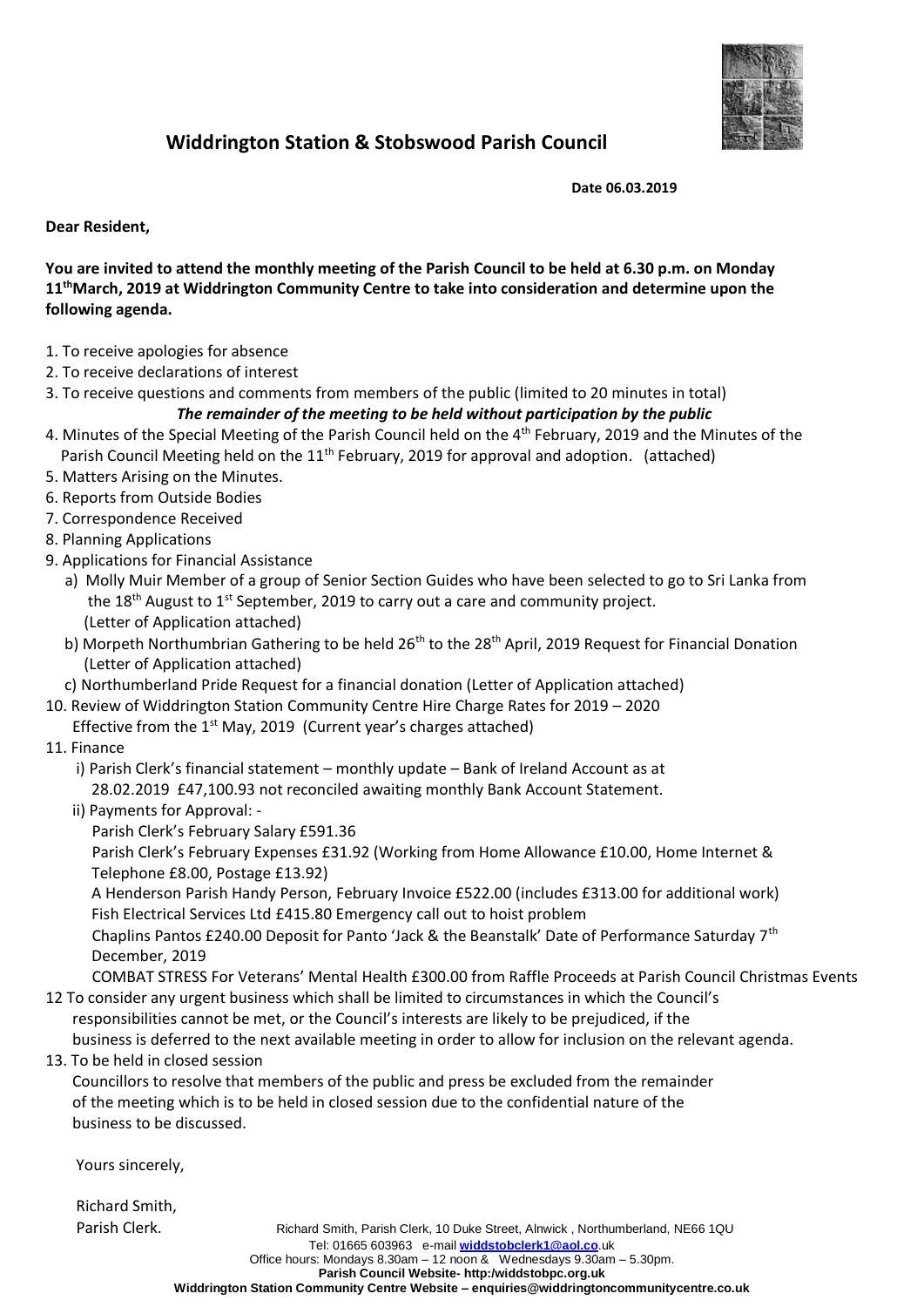# Widdrington Station & Stobswood Parish Council

**Date 06.03.2019**

**Dear Resident,**

**You are invited to attend the monthly meeting of the Parish Council to be held at 6.30 p.m. on Monday 11th March, 2019 at Widdrington Community Centre to take into consideration and determine upon the following agenda.**

1. To receive apologies for absence
2. To receive declarations of interest
3. To receive questions and comments from members of the public (limited to 20 minutes in total)

***The remainder of the meeting to be held without participation by the public***

4. Minutes of the Special Meeting of the Parish Council held on the 4th February, 2019 and the Minutes of the Parish Council Meeting held on the 11th February, 2019 for approval and adoption. (attached)
5. Matters Arising on the Minutes.
6. Reports from Outside Bodies
7. Correspondence Received
8. Planning Applications
9. Applications for Financial Assistance
   a) Molly Muir Member of a group of Senior Section Guides who have been selected to go to Sri Lanka from the 18th August to 1st September, 2019 to carry out a care and community project. (Letter of Application attached)
   b) Morpeth Northumbrian Gathering to be held 26th to the 28th April, 2019 Request for Financial Donation (Letter of Application attached)
   c) Northumberland Pride Request for a financial donation (Letter of Application attached)
10. Review of Widdrington Station Community Centre Hire Charge Rates for 2019 – 2020 Effective from the 1st May, 2019 (Current year's charges attached)
11. Finance
    i) Parish Clerk's financial statement – monthly update – Bank of Ireland Account as at 28.02.2019 £47,100.93 not reconciled awaiting monthly Bank Account Statement.
    ii) Payments for Approval: -
       Parish Clerk's February Salary £591.36
       Parish Clerk's February Expenses £31.92 (Working from Home Allowance £10.00, Home Internet & Telephone £8.00, Postage £13.92)
       A Henderson Parish Handy Person, February Invoice £522.00 (includes £313.00 for additional work)
       Fish Electrical Services Ltd £415.80 Emergency call out to hoist problem
       Chaplins Pantos £240.00 Deposit for Panto 'Jack & the Beanstalk' Date of Performance Saturday 7th December, 2019
       COMBAT STRESS For Veterans' Mental Health £300.00 from Raffle Proceeds at Parish Council Christmas Events
12. To consider any urgent business which shall be limited to circumstances in which the Council's responsibilities cannot be met, or the Council's interests are likely to be prejudiced, if the business is deferred to the next available meeting in order to allow for inclusion on the relevant agenda.
13. To be held in closed session
    Councillors to resolve that members of the public and press be excluded from the remainder of the meeting which is to be held in closed session due to the confidential nature of the business to be discussed.

Yours sincerely,

Richard Smith,
Parish Clerk.

Richard Smith, Parish Clerk, 10 Duke Street, Alnwick , Northumberland, NE66 1QU
Tel: 01665 603963 e-mail **widdstobclerk1@aol.co**.uk
Office hours: Mondays 8.30am – 12 noon & Wednesdays 9.30am – 5.30pm.
**Parish Council Website- http:/widdstobpc.org.uk**
**Widdrington Station Community Centre Website – enquiries@widdringtoncommunitycentre.co.uk**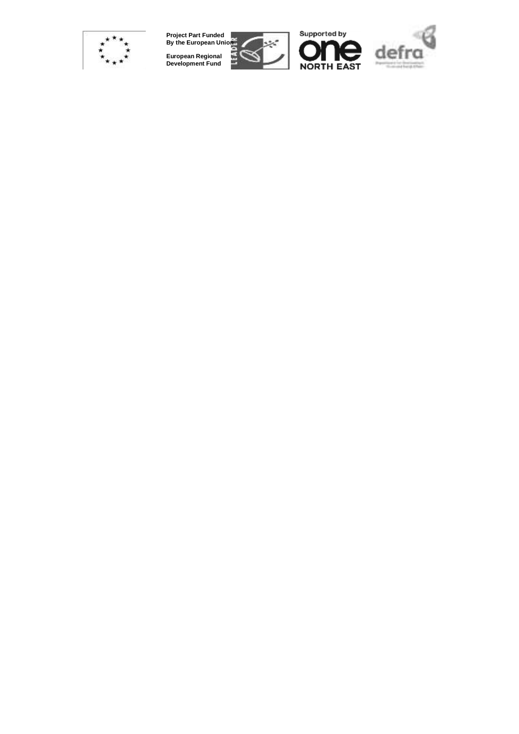Project Part Funded
By the European Union

European Regional
Development Fund

Supported by

NORTH EAST